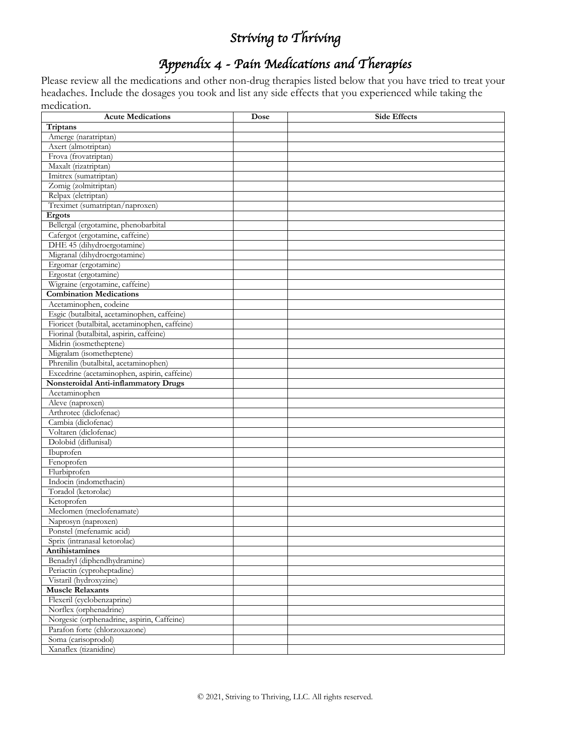# Striving to Thriving

## Appendix 4 - Pain Medications and Therapies

Please review all the medications and other non-drug therapies listed below that you have tried to treat your headaches. Include the dosages you took and list any side effects that you experienced while taking the medication.

| Acute Medications | Dose | Side Effects |
|---|---|---|
| **Triptans** | | |
| Amerge (naratriptan) | | |
| Axert (almotriptan) | | |
| Frova (frovatriptan) | | |
| Maxalt (rizatriptan) | | |
| Imitrex (sumatriptan) | | |
| Zomig (zolmitriptan) | | |
| Relpax (eletriptan) | | |
| Treximet (sumatriptan/naproxen) | | |
| **Ergots** | | |
| Bellergal (ergotamine, phenobarbital | | |
| Cafergot (ergotamine, caffeine) | | |
| DHE 45 (dihydroergotamine) | | |
| Migranal (dihydroergotamine) | | |
| Ergomar (ergotamine) | | |
| Ergostat (ergotamine) | | |
| Wigraine (ergotamine, caffeine) | | |
| **Combination Medications** | | |
| Acetaminophen, codeine | | |
| Esgic (butalbital, acetaminophen, caffeine) | | |
| Fioricet (butalbital, acetaminophen, caffeine) | | |
| Fiorinal (butalbital, aspirin, caffeine) | | |
| Midrin (iosmetheptene) | | |
| Migralam (isometheptene) | | |
| Phrenilin (butalbital, acetaminophen) | | |
| Excedrine (acetaminophen, aspirin, caffeine) | | |
| **Nonsteroidal Anti-inflammatory Drugs** | | |
| Acetaminophen | | |
| Aleve (naproxen) | | |
| Arthrotec (diclofenac) | | |
| Cambia (diclofenac) | | |
| Voltaren (diclofenac) | | |
| Dolobid (diflunisal) | | |
| Ibuprofen | | |
| Fenoprofen | | |
| Flurbiprofen | | |
| Indocin (indomethacin) | | |
| Toradol (ketorolac) | | |
| Ketoprofen | | |
| Meclomen (meclofenamate) | | |
| Naprosyn (naproxen) | | |
| Ponstel (mefenamic acid) | | |
| Sprix (intranasal ketorolac) | | |
| **Antihistamines** | | |
| Benadryl (diphendhydramine) | | |
| Periactin (cyproheptadine) | | |
| Vistaril (hydroxyzine) | | |
| **Muscle Relaxants** | | |
| Flexeril (cyclobenzaprine) | | |
| Norflex (orphenadrine) | | |
| Norgesic (orphenadrine, aspirin, Caffeine) | | |
| Parafon forte (chlorzoxazone) | | |
| Soma (carisoprodol) | | |
| Xanaflex (tizanidine) | | |

© 2021, Striving to Thriving, LLC. All rights reserved.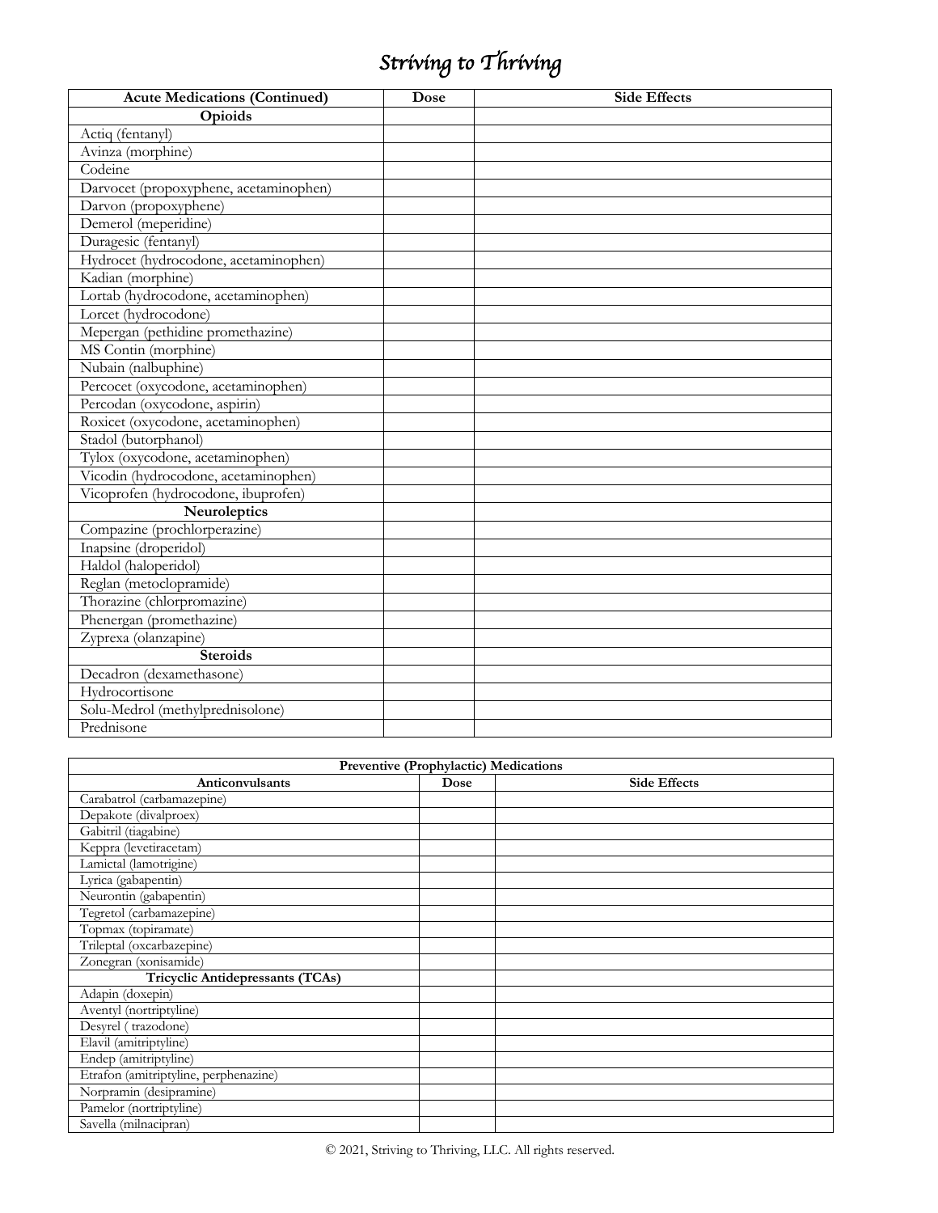# *Striving to Thriving*

| Acute Medications (Continued) | Dose | Side Effects |
|---|---|---|
| **Opioids** | | |
| Actiq (fentanyl) | | |
| Avinza (morphine) | | |
| Codeine | | |
| Darvocet (propoxyphene, acetaminophen) | | |
| Darvon (propoxyphene) | | |
| Demerol (meperidine) | | |
| Duragesic (fentanyl) | | |
| Hydrocet (hydrocodone, acetaminophen) | | |
| Kadian (morphine) | | |
| Lortab (hydrocodone, acetaminophen) | | |
| Lorcet (hydrocodone) | | |
| Mepergan (pethidine promethazine) | | |
| MS Contin (morphine) | | |
| Nubain (nalbuphine) | | |
| Percocet (oxycodone, acetaminophen) | | |
| Percodan (oxycodone, aspirin) | | |
| Roxicet (oxycodone, acetaminophen) | | |
| Stadol (butorphanol) | | |
| Tylox (oxycodone, acetaminophen) | | |
| Vicodin (hydrocodone, acetaminophen) | | |
| Vicoprofen (hydrocodone, ibuprofen) | | |
| **Neuroleptics** | | |
| Compazine (prochlorperazine) | | |
| Inapsine (droperidol) | | |
| Haldol (haloperidol) | | |
| Reglan (metoclopramide) | | |
| Thorazine (chlorpromazine) | | |
| Phenergan (promethazine) | | |
| Zyprexa (olanzapine) | | |
| **Steroids** | | |
| Decadron (dexamethasone) | | |
| Hydrocortisone | | |
| Solu-Medrol (methylprednisolone) | | |
| Prednisone | | |

| Preventive (Prophylactic) Medications | | |
|---|---|---|
| **Anticonvulsants** | **Dose** | **Side Effects** |
| Carabatrol (carbamazepine) | | |
| Depakote (divalproex) | | |
| Gabitril (tiagabine) | | |
| Keppra (levetiracetam) | | |
| Lamictal (lamotrigine) | | |
| Lyrica (gabapentin) | | |
| Neurontin (gabapentin) | | |
| Tegretol (carbamazepine) | | |
| Topmax (topiramate) | | |
| Trileptal (oxcarbazepine) | | |
| Zonegran (xonisamide) | | |
| **Tricyclic Antidepressants (TCAs)** | | |
| Adapin (doxepin) | | |
| Aventyl (nortriptyline) | | |
| Desyrel ( trazodone) | | |
| Elavil (amitriptyline) | | |
| Endep (amitriptyline) | | |
| Etrafon (amitriptyline, perphenazine) | | |
| Norpramin (desipramine) | | |
| Pamelor (nortriptyline) | | |
| Savella (milnacipran) | | |

© 2021, Striving to Thriving, LLC. All rights reserved.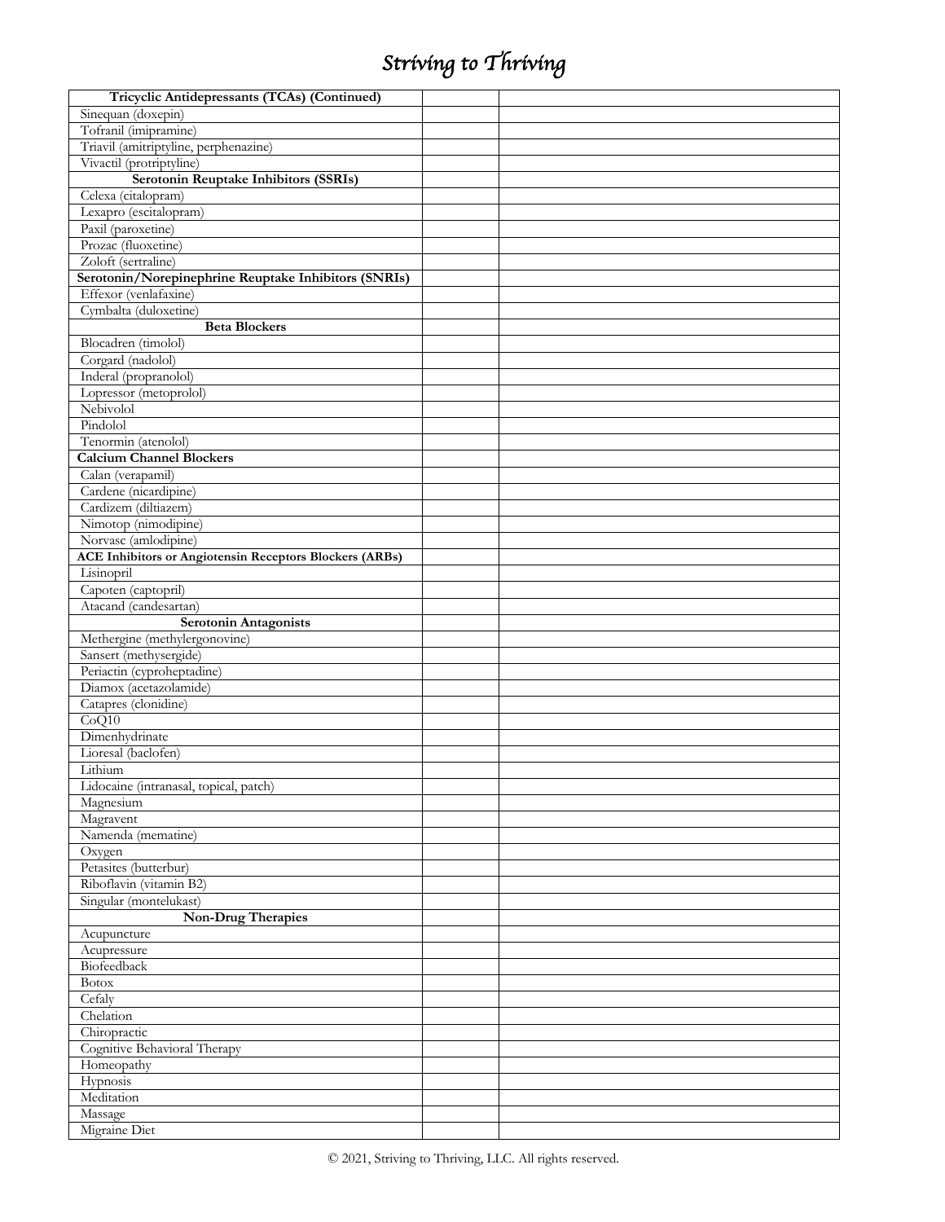| Tricyclic Antidepressants (TCAs) (Continued) | | |
|---|---|---|
| Sinequan (doxepin) | | |
| Tofranil (imipramine) | | |
| Triavil (amitriptyline, perphenazine) | | |
| Vivactil (protriptyline) | | |
| **Serotonin Reuptake Inhibitors (SSRIs)** | | |
| Celexa (citalopram) | | |
| Lexapro (escitalopram) | | |
| Paxil (paroxetine) | | |
| Prozac (fluoxetine) | | |
| Zoloft (sertraline) | | |
| **Serotonin/Norepinephrine Reuptake Inhibitors (SNRIs)** | | |
| Effexor (venlafaxine) | | |
| Cymbalta (duloxetine) | | |
| **Beta Blockers** | | |
| Blocadren (timolol) | | |
| Corgard (nadolol) | | |
| Inderal (propranolol) | | |
| Lopressor (metoprolol) | | |
| Nebivolol | | |
| Pindolol | | |
| Tenormin (atenolol) | | |
| **Calcium Channel Blockers** | | |
| Calan (verapamil) | | |
| Cardene (nicardipine) | | |
| Cardizem (diltiazem) | | |
| Nimotop (nimodipine) | | |
| Norvasc (amlodipine) | | |
| **ACE Inhibitors or Angiotensin Receptors Blockers (ARBs)** | | |
| Lisinopril | | |
| Capoten (captopril) | | |
| Atacand (candesartan) | | |
| **Serotonin Antagonists** | | |
| Methergine (methylergonovine) | | |
| Sansert (methysergide) | | |
| Periactin (cyproheptadine) | | |
| Diamox (acetazolamide) | | |
| Catapres (clonidine) | | |
| CoQ10 | | |
| Dimenhydrinate | | |
| Lioresal (baclofen) | | |
| Lithium | | |
| Lidocaine (intranasal, topical, patch) | | |
| Magnesium | | |
| Magravent | | |
| Namenda (mematine) | | |
| Oxygen | | |
| Petasites (butterbur) | | |
| Riboflavin (vitamin B2) | | |
| Singular (montelukast) | | |
| **Non-Drug Therapies** | | |
| Acupuncture | | |
| Acupressure | | |
| Biofeedback | | |
| Botox | | |
| Cefaly | | |
| Chelation | | |
| Chiropractic | | |
| Cognitive Behavioral Therapy | | |
| Homeopathy | | |
| Hypnosis | | |
| Meditation | | |
| Massage | | |
| Migraine Diet | | |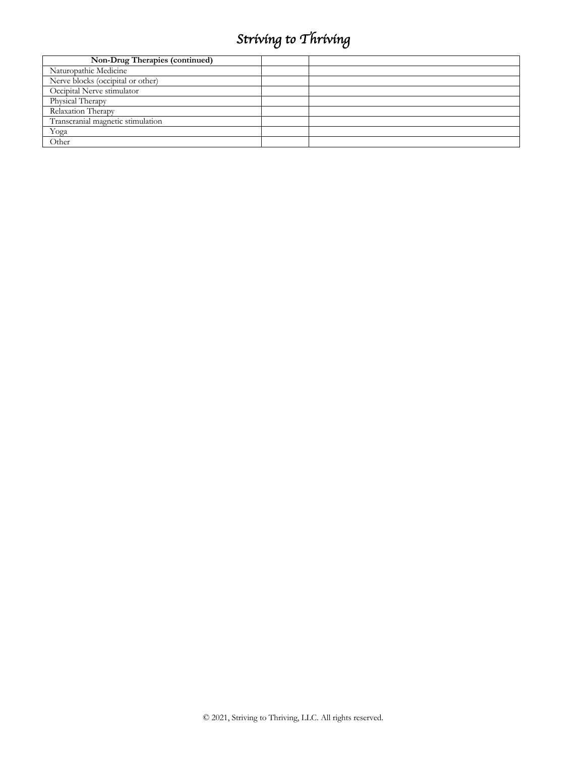| Non-Drug Therapies (continued) | | |
| --- | --- | --- |
| Naturopathic Medicine | | |
| Nerve blocks (occipital or other) | | |
| Occipital Nerve stimulator | | |
| Physical Therapy | | |
| Relaxation Therapy | | |
| Transcranial magnetic stimulation | | |
| Yoga | | |
| Other | | |